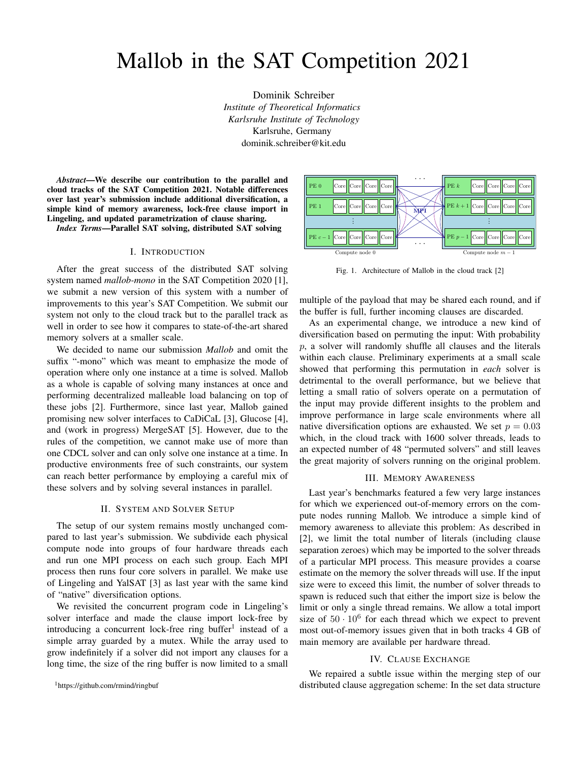# Mallob in the SAT Competition 2021

Dominik Schreiber
*Institute of Theoretical Informatics*
*Karlsruhe Institute of Technology*
Karlsruhe, Germany
dominik.schreiber@kit.edu

***Abstract*—We describe our contribution to the parallel and cloud tracks of the SAT Competition 2021. Notable differences over last year's submission include additional diversification, a simple kind of memory awareness, lock-free clause import in Lingeling, and updated parametrization of clause sharing.**

***Index Terms*—Parallel SAT solving, distributed SAT solving**

## I. Introduction

After the great success of the distributed SAT solving system named *mallob-mono* in the SAT Competition 2020 [1], we submit a new version of this system with a number of improvements to this year's SAT Competition. We submit our system not only to the cloud track but to the parallel track as well in order to see how it compares to state-of-the-art shared memory solvers at a smaller scale.

We decided to name our submission *Mallob* and omit the suffix "-mono" which was meant to emphasize the mode of operation where only one instance at a time is solved. Mallob as a whole is capable of solving many instances at once and performing decentralized malleable load balancing on top of these jobs [2]. Furthermore, since last year, Mallob gained promising new solver interfaces to CaDiCaL [3], Glucose [4], and (work in progress) MergeSAT [5]. However, due to the rules of the competition, we cannot make use of more than one CDCL solver and can only solve one instance at a time. In productive environments free of such constraints, our system can reach better performance by employing a careful mix of these solvers and by solving several instances in parallel.

## II. System and Solver Setup

The setup of our system remains mostly unchanged compared to last year's submission. We subdivide each physical compute node into groups of four hardware threads each and run one MPI process on each such group. Each MPI process then runs four core solvers in parallel. We make use of Lingeling and YalSAT [3] as last year with the same kind of "native" diversification options.

We revisited the concurrent program code in Lingeling's solver interface and made the clause import lock-free by introducing a concurrent lock-free ring buffer[1] instead of a simple array guarded by a mutex. While the array used to grow indefinitely if a solver did not import any clauses for a long time, the size of the ring buffer is now limited to a small multiple of the payload that may be shared each round, and if the buffer is full, further incoming clauses are discarded.

[1] https://github.com/rmind/ringbuf

Fig. 1. Architecture of Mallob in the cloud track [2]

As an experimental change, we introduce a new kind of diversification based on permuting the input: With probability $p$, a solver will randomly shuffle all clauses and the literals within each clause. Preliminary experiments at a small scale showed that performing this permutation in *each* solver is detrimental to the overall performance, but we believe that letting a small ratio of solvers operate on a permutation of the input may provide different insights to the problem and improve performance in large scale environments where all native diversification options are exhausted. We set $p = 0.03$ which, in the cloud track with 1600 solver threads, leads to an expected number of 48 "permuted solvers" and still leaves the great majority of solvers running on the original problem.

## III. Memory Awareness

Last year's benchmarks featured a few very large instances for which we experienced out-of-memory errors on the compute nodes running Mallob. We introduce a simple kind of memory awareness to alleviate this problem: As described in [2], we limit the total number of literals (including clause separation zeroes) which may be imported to the solver threads of a particular MPI process. This measure provides a coarse estimate on the memory the solver threads will use. If the input size were to exceed this limit, the number of solver threads to spawn is reduced such that either the import size is below the limit or only a single thread remains. We allow a total import size of $50 \cdot 10^6$ for each thread which we expect to prevent most out-of-memory issues given that in both tracks 4 GB of main memory are available per hardware thread.

## IV. Clause Exchange

We repaired a subtle issue within the merging step of our distributed clause aggregation scheme: In the set data structure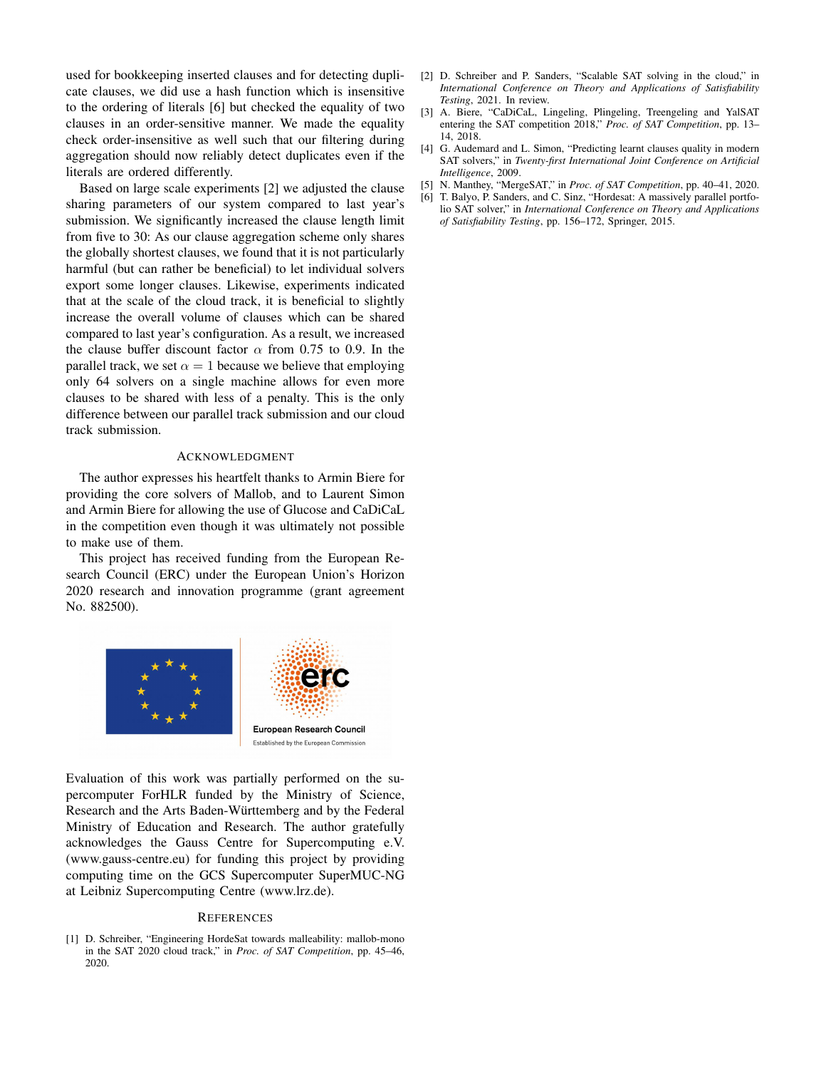used for bookkeeping inserted clauses and for detecting duplicate clauses, we did use a hash function which is insensitive to the ordering of literals [6] but checked the equality of two clauses in an order-sensitive manner. We made the equality check order-insensitive as well such that our filtering during aggregation should now reliably detect duplicates even if the literals are ordered differently.

Based on large scale experiments [2] we adjusted the clause sharing parameters of our system compared to last year's submission. We significantly increased the clause length limit from five to 30: As our clause aggregation scheme only shares the globally shortest clauses, we found that it is not particularly harmful (but can rather be beneficial) to let individual solvers export some longer clauses. Likewise, experiments indicated that at the scale of the cloud track, it is beneficial to slightly increase the overall volume of clauses which can be shared compared to last year's configuration. As a result, we increased the clause buffer discount factor $\alpha$ from 0.75 to 0.9. In the parallel track, we set $\alpha = 1$ because we believe that employing only 64 solvers on a single machine allows for even more clauses to be shared with less of a penalty. This is the only difference between our parallel track submission and our cloud track submission.

## Acknowledgment

The author expresses his heartfelt thanks to Armin Biere for providing the core solvers of Mallob, and to Laurent Simon and Armin Biere for allowing the use of Glucose and CaDiCaL in the competition even though it was ultimately not possible to make use of them.

This project has received funding from the European Research Council (ERC) under the European Union's Horizon 2020 research and innovation programme (grant agreement No. 882500).

European Research Council
Established by the European Commission

Evaluation of this work was partially performed on the supercomputer ForHLR funded by the Ministry of Science, Research and the Arts Baden-Württemberg and by the Federal Ministry of Education and Research. The author gratefully acknowledges the Gauss Centre for Supercomputing e.V. (www.gauss-centre.eu) for funding this project by providing computing time on the GCS Supercomputer SuperMUC-NG at Leibniz Supercomputing Centre (www.lrz.de).

## References

[1] D. Schreiber, "Engineering HordeSat towards malleability: mallob-mono in the SAT 2020 cloud track," in *Proc. of SAT Competition*, pp. 45–46, 2020.

[2] D. Schreiber and P. Sanders, "Scalable SAT solving in the cloud," in *International Conference on Theory and Applications of Satisfiability Testing*, 2021. In review.

[3] A. Biere, "CaDiCaL, Lingeling, Plingeling, Treengeling and YalSAT entering the SAT competition 2018," *Proc. of SAT Competition*, pp. 13–14, 2018.

[4] G. Audemard and L. Simon, "Predicting learnt clauses quality in modern SAT solvers," in *Twenty-first International Joint Conference on Artificial Intelligence*, 2009.

[5] N. Manthey, "MergeSAT," in *Proc. of SAT Competition*, pp. 40–41, 2020.

[6] T. Balyo, P. Sanders, and C. Sinz, "Hordesat: A massively parallel portfolio SAT solver," in *International Conference on Theory and Applications of Satisfiability Testing*, pp. 156–172, Springer, 2015.